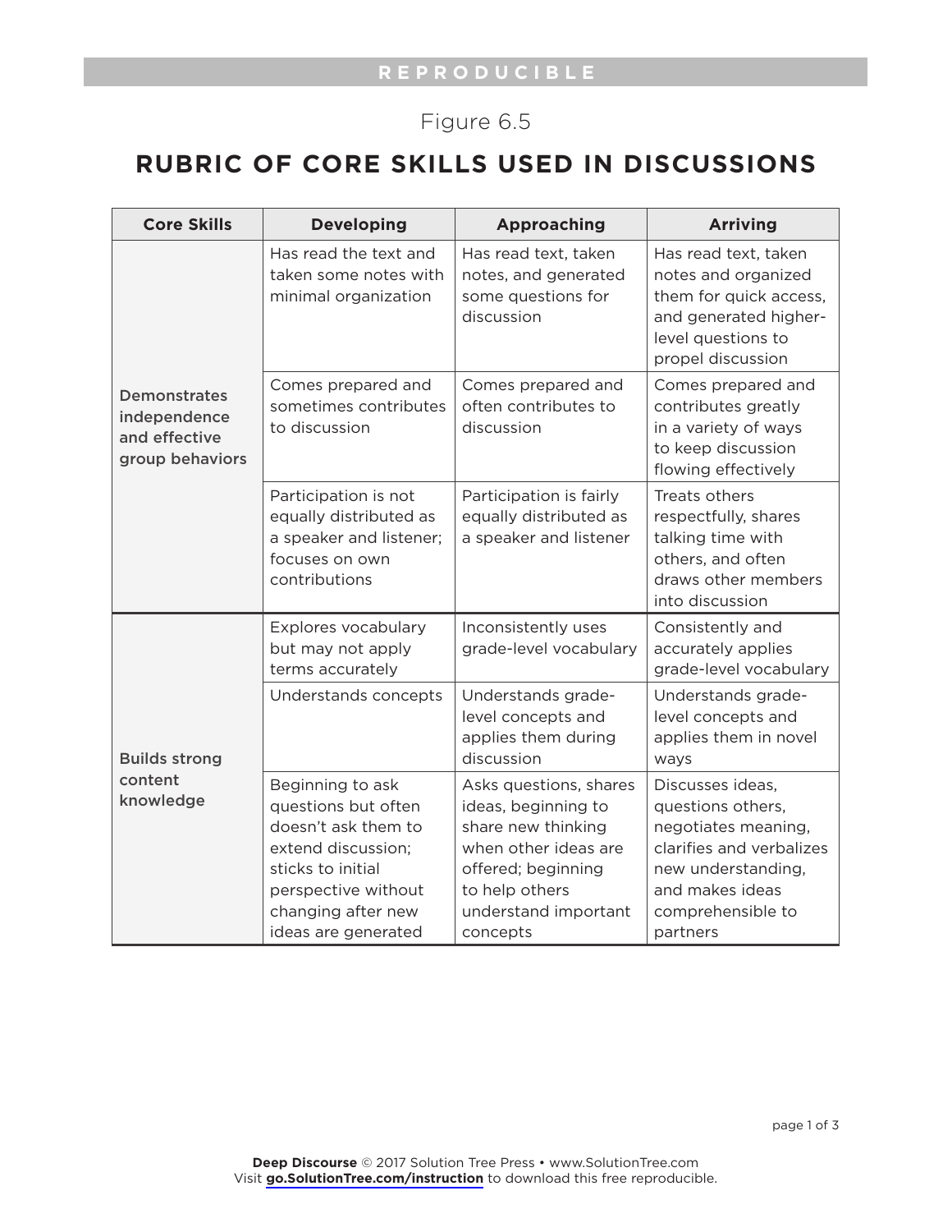REPRODUCIBLE

Figure 6.5

# RUBRIC OF CORE SKILLS USED IN DISCUSSIONS

| Core Skills | Developing | Approaching | Arriving |
| --- | --- | --- | --- |
| **Demonstrates independence and effective group behaviors** | Has read the text and taken some notes with minimal organization | Has read text, taken notes, and generated some questions for discussion | Has read text, taken notes and organized them for quick access, and generated higher-level questions to propel discussion |
| | Comes prepared and sometimes contributes to discussion | Comes prepared and often contributes to discussion | Comes prepared and contributes greatly in a variety of ways to keep discussion flowing effectively |
| | Participation is not equally distributed as a speaker and listener; focuses on own contributions | Participation is fairly equally distributed as a speaker and listener | Treats others respectfully, shares talking time with others, and often draws other members into discussion |
| **Builds strong content knowledge** | Explores vocabulary but may not apply terms accurately | Inconsistently uses grade-level vocabulary | Consistently and accurately applies grade-level vocabulary |
| | Understands concepts | Understands grade-level concepts and applies them during discussion | Understands grade-level concepts and applies them in novel ways |
| | Beginning to ask questions but often doesn't ask them to extend discussion; sticks to initial perspective without changing after new ideas are generated | Asks questions, shares ideas, beginning to share new thinking when other ideas are offered; beginning to help others understand important concepts | Discusses ideas, questions others, negotiates meaning, clarifies and verbalizes new understanding, and makes ideas comprehensible to partners |

**Deep Discourse** © 2017 Solution Tree Press • www.SolutionTree.com
Visit **go.SolutionTree.com/instruction** to download this free reproducible.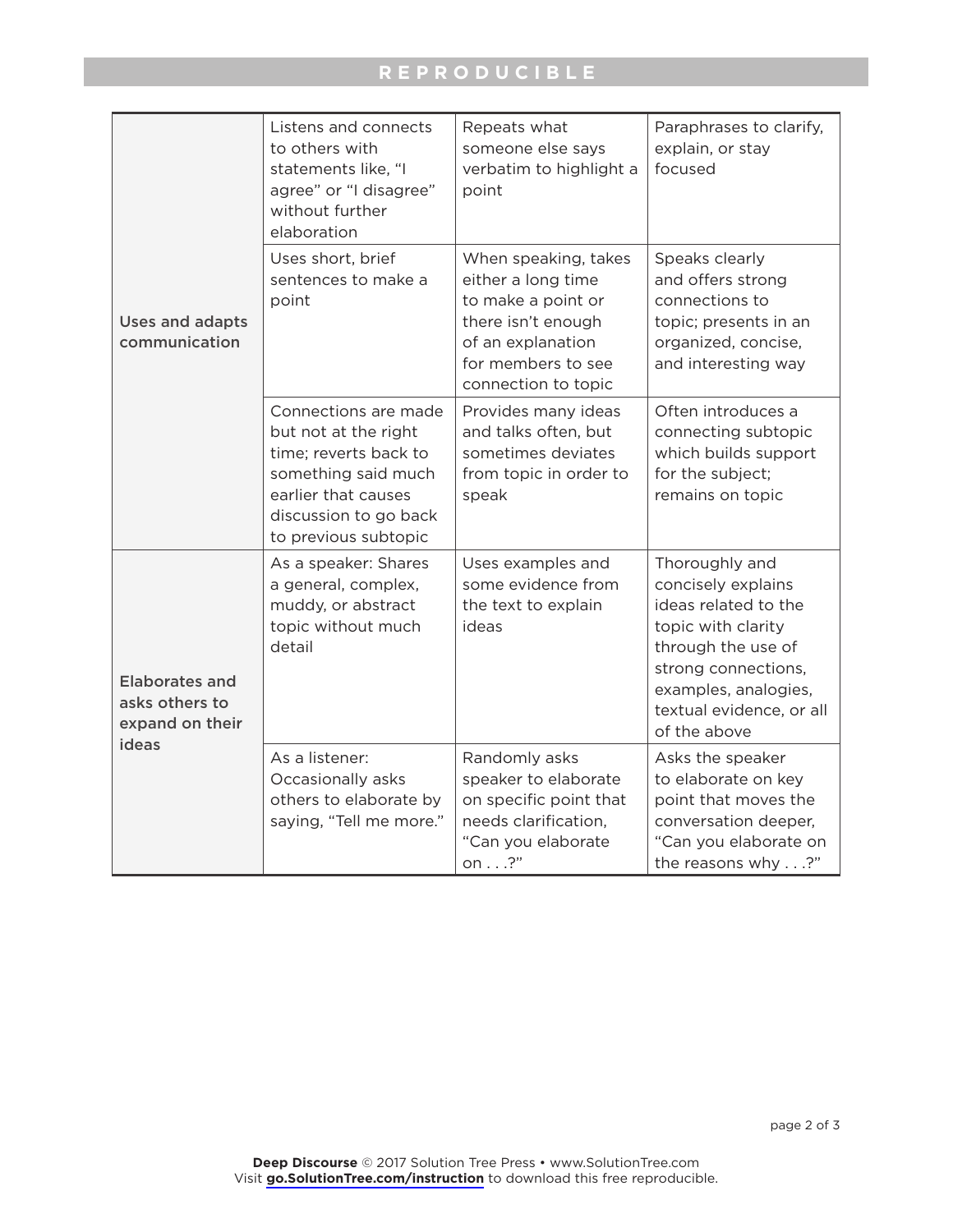**REPRODUCIBLE**

| | | | |
|---|---|---|---|
| Uses and adapts communication | Listens and connects to others with statements like, "I agree" or "I disagree" without further elaboration | Repeats what someone else says verbatim to highlight a point | Paraphrases to clarify, explain, or stay focused |
| | Uses short, brief sentences to make a point | When speaking, takes either a long time to make a point or there isn't enough of an explanation for members to see connection to topic | Speaks clearly and offers strong connections to topic; presents in an organized, concise, and interesting way |
| | Connections are made but not at the right time; reverts back to something said much earlier that causes discussion to go back to previous subtopic | Provides many ideas and talks often, but sometimes deviates from topic in order to speak | Often introduces a connecting subtopic which builds support for the subject; remains on topic |
| Elaborates and asks others to expand on their ideas | As a speaker: Shares a general, complex, muddy, or abstract topic without much detail | Uses examples and some evidence from the text to explain ideas | Thoroughly and concisely explains ideas related to the topic with clarity through the use of strong connections, examples, analogies, textual evidence, or all of the above |
| | As a listener: Occasionally asks others to elaborate by saying, "Tell me more." | Randomly asks speaker to elaborate on specific point that needs clarification, "Can you elaborate on . . .?" | Asks the speaker to elaborate on key point that moves the conversation deeper, "Can you elaborate on the reasons why . . .?" |

**Deep Discourse** © 2017 Solution Tree Press • www.SolutionTree.com
Visit **go.SolutionTree.com/instruction** to download this free reproducible.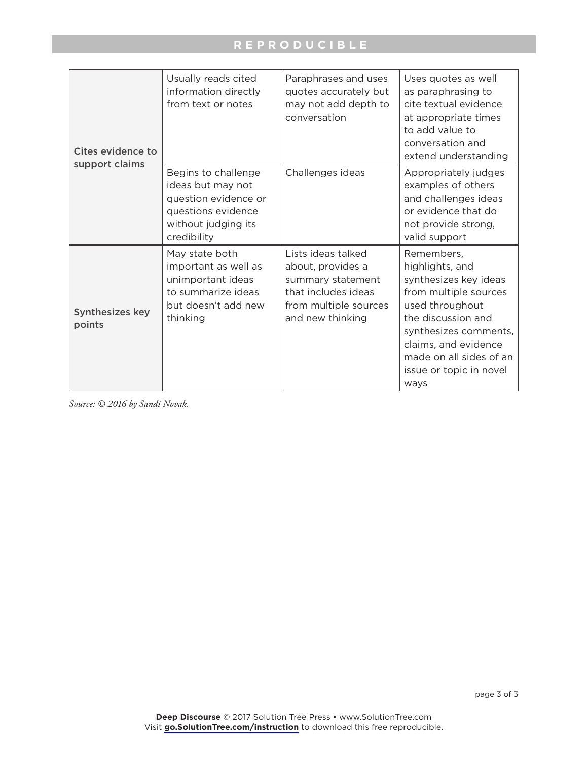| | | | |
|---|---|---|---|
| Cites evidence to support claims | Usually reads cited information directly from text or notes | Paraphrases and uses quotes accurately but may not add depth to conversation | Uses quotes as well as paraphrasing to cite textual evidence at appropriate times to add value to conversation and extend understanding |
| | Begins to challenge ideas but may not question evidence or questions evidence without judging its credibility | Challenges ideas | Appropriately judges examples of others and challenges ideas or evidence that do not provide strong, valid support |
| Synthesizes key points | May state both important as well as unimportant ideas to summarize ideas but doesn't add new thinking | Lists ideas talked about, provides a summary statement that includes ideas from multiple sources and new thinking | Remembers, highlights, and synthesizes key ideas from multiple sources used throughout the discussion and synthesizes comments, claims, and evidence made on all sides of an issue or topic in novel ways |

*Source: © 2016 by Sandi Novak.*